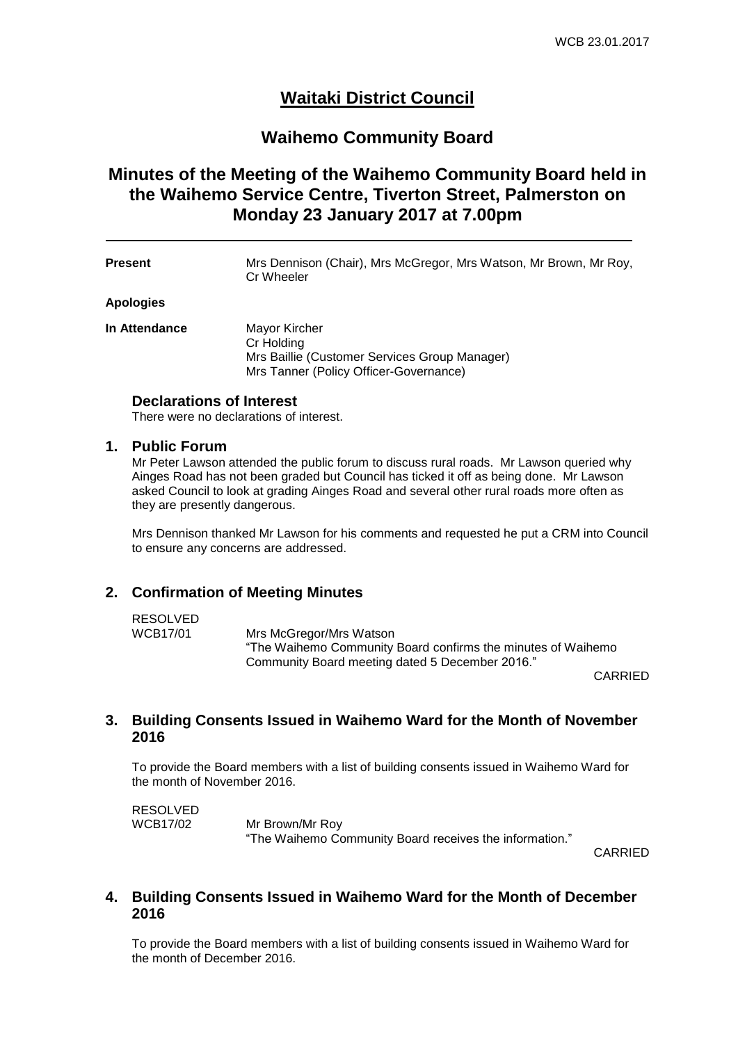# Waitaki District Council

## Waihemo Community Board

## Minutes of the Meeting of the Waihemo Community Board held in the Waihemo Service Centre, Tiverton Street, Palmerston on Monday 23 January 2017 at 7.00pm

---

**Present** Mrs Dennison (Chair), Mrs McGregor, Mrs Watson, Mr Brown, Mr Roy, Cr Wheeler

**Apologies**

**In Attendance** Mayor Kircher
Cr Holding
Mrs Baillie (Customer Services Group Manager)
Mrs Tanner (Policy Officer-Governance)

### Declarations of Interest

There were no declarations of interest.

### 1. Public Forum

Mr Peter Lawson attended the public forum to discuss rural roads. Mr Lawson queried why Ainges Road has not been graded but Council has ticked it off as being done. Mr Lawson asked Council to look at grading Ainges Road and several other rural roads more often as they are presently dangerous.

Mrs Dennison thanked Mr Lawson for his comments and requested he put a CRM into Council to ensure any concerns are addressed.

### 2. Confirmation of Meeting Minutes

RESOLVED
WCB17/01 Mrs McGregor/Mrs Watson
"The Waihemo Community Board confirms the minutes of Waihemo Community Board meeting dated 5 December 2016."

CARRIED

### 3. Building Consents Issued in Waihemo Ward for the Month of November 2016

To provide the Board members with a list of building consents issued in Waihemo Ward for the month of November 2016.

RESOLVED
WCB17/02 Mr Brown/Mr Roy
"The Waihemo Community Board receives the information."

CARRIED

### 4. Building Consents Issued in Waihemo Ward for the Month of December 2016

To provide the Board members with a list of building consents issued in Waihemo Ward for the month of December 2016.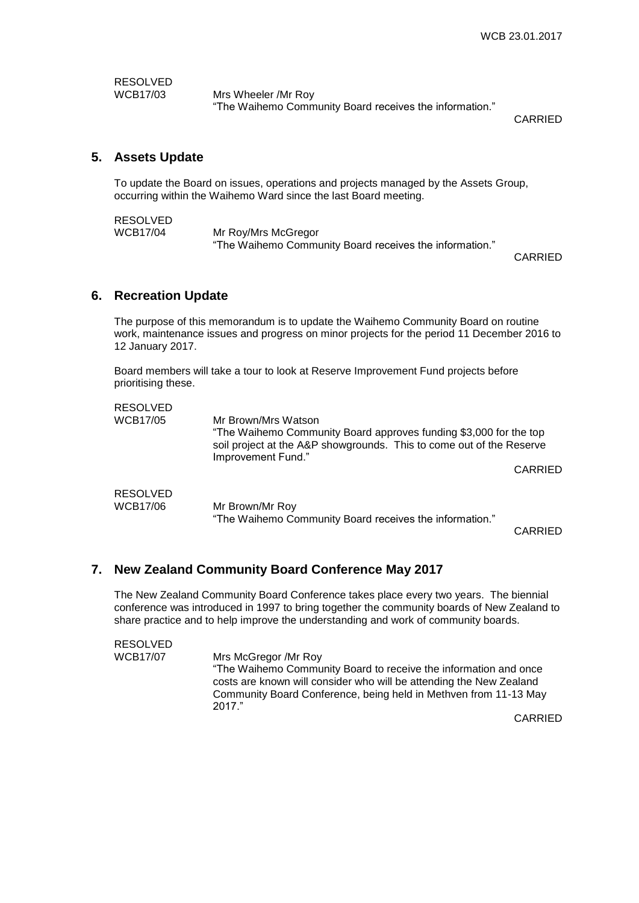RESOLVED
WCB17/03 Mrs Wheeler /Mr Roy
"The Waihemo Community Board receives the information."

CARRIED

## 5. Assets Update

To update the Board on issues, operations and projects managed by the Assets Group, occurring within the Waihemo Ward since the last Board meeting.

RESOLVED
WCB17/04 Mr Roy/Mrs McGregor
"The Waihemo Community Board receives the information."

CARRIED

## 6. Recreation Update

The purpose of this memorandum is to update the Waihemo Community Board on routine work, maintenance issues and progress on minor projects for the period 11 December 2016 to 12 January 2017.

Board members will take a tour to look at Reserve Improvement Fund projects before prioritising these.

RESOLVED
WCB17/05 Mr Brown/Mrs Watson
"The Waihemo Community Board approves funding $3,000 for the top soil project at the A&P showgrounds. This to come out of the Reserve Improvement Fund."

CARRIED

RESOLVED
WCB17/06 Mr Brown/Mr Roy
"The Waihemo Community Board receives the information."

CARRIED

## 7. New Zealand Community Board Conference May 2017

The New Zealand Community Board Conference takes place every two years. The biennial conference was introduced in 1997 to bring together the community boards of New Zealand to share practice and to help improve the understanding and work of community boards.

RESOLVED
WCB17/07 Mrs McGregor /Mr Roy
"The Waihemo Community Board to receive the information and once costs are known will consider who will be attending the New Zealand Community Board Conference, being held in Methven from 11-13 May 2017."

CARRIED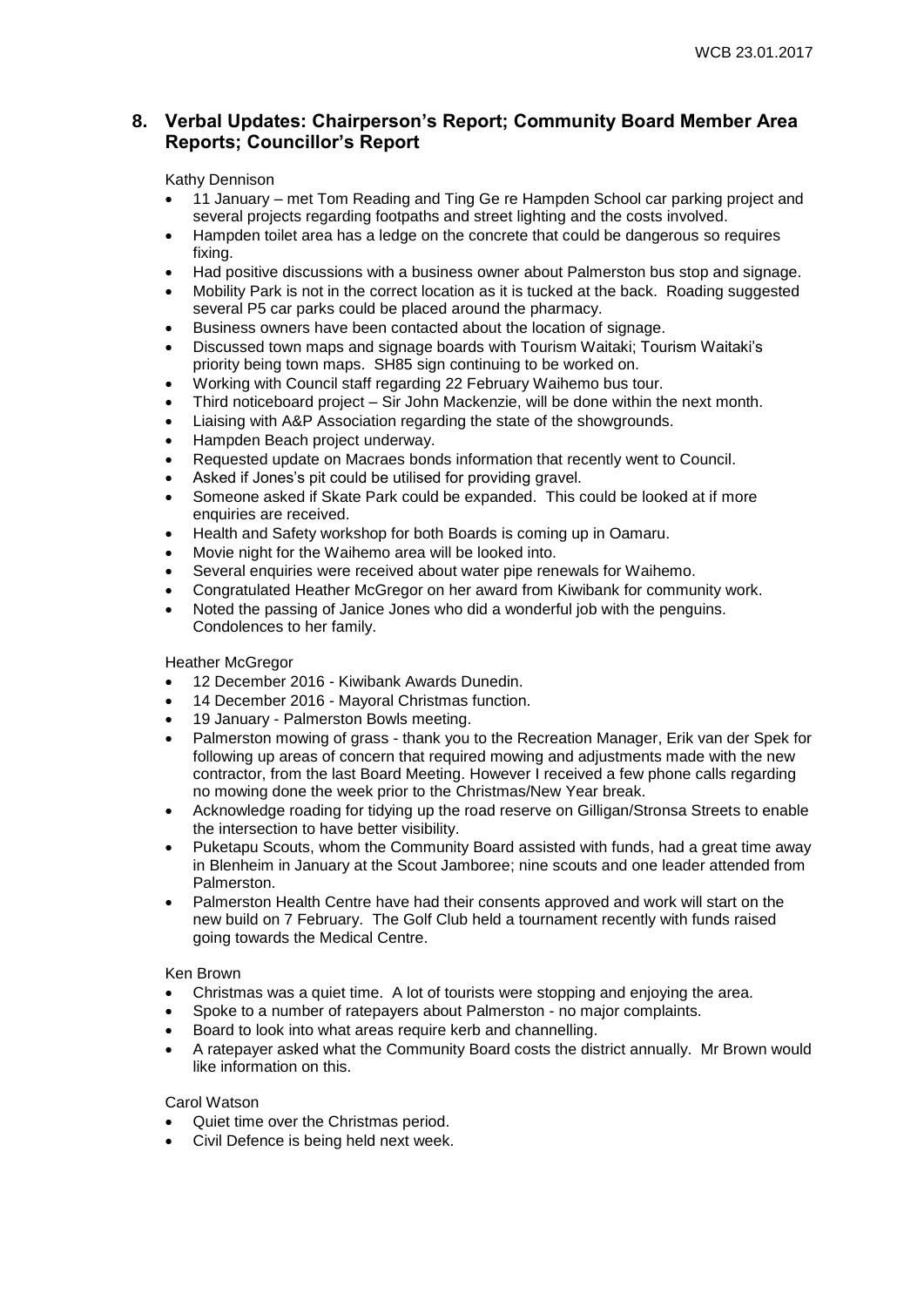## 8. Verbal Updates: Chairperson's Report; Community Board Member Area Reports; Councillor's Report

Kathy Dennison

- 11 January – met Tom Reading and Ting Ge re Hampden School car parking project and several projects regarding footpaths and street lighting and the costs involved.
- Hampden toilet area has a ledge on the concrete that could be dangerous so requires fixing.
- Had positive discussions with a business owner about Palmerston bus stop and signage.
- Mobility Park is not in the correct location as it is tucked at the back. Roading suggested several P5 car parks could be placed around the pharmacy.
- Business owners have been contacted about the location of signage.
- Discussed town maps and signage boards with Tourism Waitaki; Tourism Waitaki's priority being town maps. SH85 sign continuing to be worked on.
- Working with Council staff regarding 22 February Waihemo bus tour.
- Third noticeboard project – Sir John Mackenzie, will be done within the next month.
- Liaising with A&P Association regarding the state of the showgrounds.
- Hampden Beach project underway.
- Requested update on Macraes bonds information that recently went to Council.
- Asked if Jones's pit could be utilised for providing gravel.
- Someone asked if Skate Park could be expanded. This could be looked at if more enquiries are received.
- Health and Safety workshop for both Boards is coming up in Oamaru.
- Movie night for the Waihemo area will be looked into.
- Several enquiries were received about water pipe renewals for Waihemo.
- Congratulated Heather McGregor on her award from Kiwibank for community work.
- Noted the passing of Janice Jones who did a wonderful job with the penguins. Condolences to her family.

Heather McGregor

- 12 December 2016 - Kiwibank Awards Dunedin.
- 14 December 2016 - Mayoral Christmas function.
- 19 January - Palmerston Bowls meeting.
- Palmerston mowing of grass - thank you to the Recreation Manager, Erik van der Spek for following up areas of concern that required mowing and adjustments made with the new contractor, from the last Board Meeting. However I received a few phone calls regarding no mowing done the week prior to the Christmas/New Year break.
- Acknowledge roading for tidying up the road reserve on Gilligan/Stronsa Streets to enable the intersection to have better visibility.
- Puketapu Scouts, whom the Community Board assisted with funds, had a great time away in Blenheim in January at the Scout Jamboree; nine scouts and one leader attended from Palmerston.
- Palmerston Health Centre have had their consents approved and work will start on the new build on 7 February. The Golf Club held a tournament recently with funds raised going towards the Medical Centre.

Ken Brown

- Christmas was a quiet time. A lot of tourists were stopping and enjoying the area.
- Spoke to a number of ratepayers about Palmerston - no major complaints.
- Board to look into what areas require kerb and channelling.
- A ratepayer asked what the Community Board costs the district annually. Mr Brown would like information on this.

Carol Watson

- Quiet time over the Christmas period.
- Civil Defence is being held next week.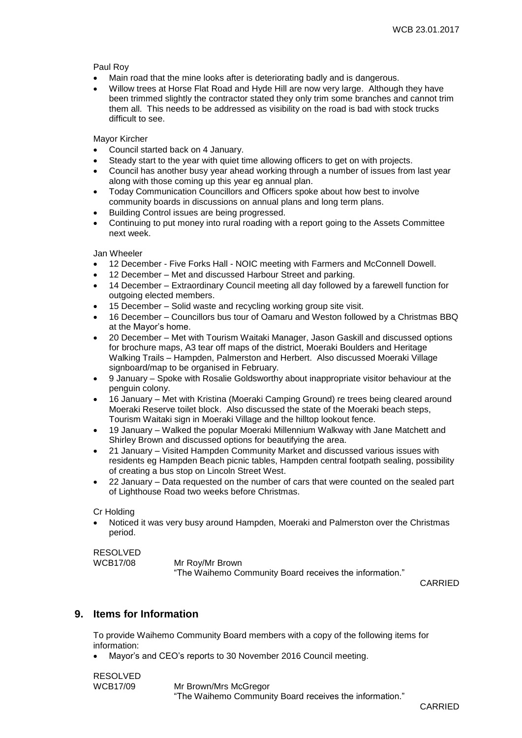Paul Roy

- Main road that the mine looks after is deteriorating badly and is dangerous.
- Willow trees at Horse Flat Road and Hyde Hill are now very large. Although they have been trimmed slightly the contractor stated they only trim some branches and cannot trim them all. This needs to be addressed as visibility on the road is bad with stock trucks difficult to see.

Mayor Kircher

- Council started back on 4 January.
- Steady start to the year with quiet time allowing officers to get on with projects.
- Council has another busy year ahead working through a number of issues from last year along with those coming up this year eg annual plan.
- Today Communication Councillors and Officers spoke about how best to involve community boards in discussions on annual plans and long term plans.
- Building Control issues are being progressed.
- Continuing to put money into rural roading with a report going to the Assets Committee next week.

Jan Wheeler

- 12 December - Five Forks Hall - NOIC meeting with Farmers and McConnell Dowell.
- 12 December – Met and discussed Harbour Street and parking.
- 14 December – Extraordinary Council meeting all day followed by a farewell function for outgoing elected members.
- 15 December – Solid waste and recycling working group site visit.
- 16 December – Councillors bus tour of Oamaru and Weston followed by a Christmas BBQ at the Mayor's home.
- 20 December – Met with Tourism Waitaki Manager, Jason Gaskill and discussed options for brochure maps, A3 tear off maps of the district, Moeraki Boulders and Heritage Walking Trails – Hampden, Palmerston and Herbert. Also discussed Moeraki Village signboard/map to be organised in February.
- 9 January – Spoke with Rosalie Goldsworthy about inappropriate visitor behaviour at the penguin colony.
- 16 January – Met with Kristina (Moeraki Camping Ground) re trees being cleared around Moeraki Reserve toilet block. Also discussed the state of the Moeraki beach steps, Tourism Waitaki sign in Moeraki Village and the hilltop lookout fence.
- 19 January – Walked the popular Moeraki Millennium Walkway with Jane Matchett and Shirley Brown and discussed options for beautifying the area.
- 21 January – Visited Hampden Community Market and discussed various issues with residents eg Hampden Beach picnic tables, Hampden central footpath sealing, possibility of creating a bus stop on Lincoln Street West.
- 22 January – Data requested on the number of cars that were counted on the sealed part of Lighthouse Road two weeks before Christmas.

Cr Holding

- Noticed it was very busy around Hampden, Moeraki and Palmerston over the Christmas period.

RESOLVED
WCB17/08 Mr Roy/Mr Brown
"The Waihemo Community Board receives the information."

CARRIED

## 9. Items for Information

To provide Waihemo Community Board members with a copy of the following items for information:

- Mayor's and CEO's reports to 30 November 2016 Council meeting.

RESOLVED
WCB17/09 Mr Brown/Mrs McGregor
"The Waihemo Community Board receives the information."

CARRIED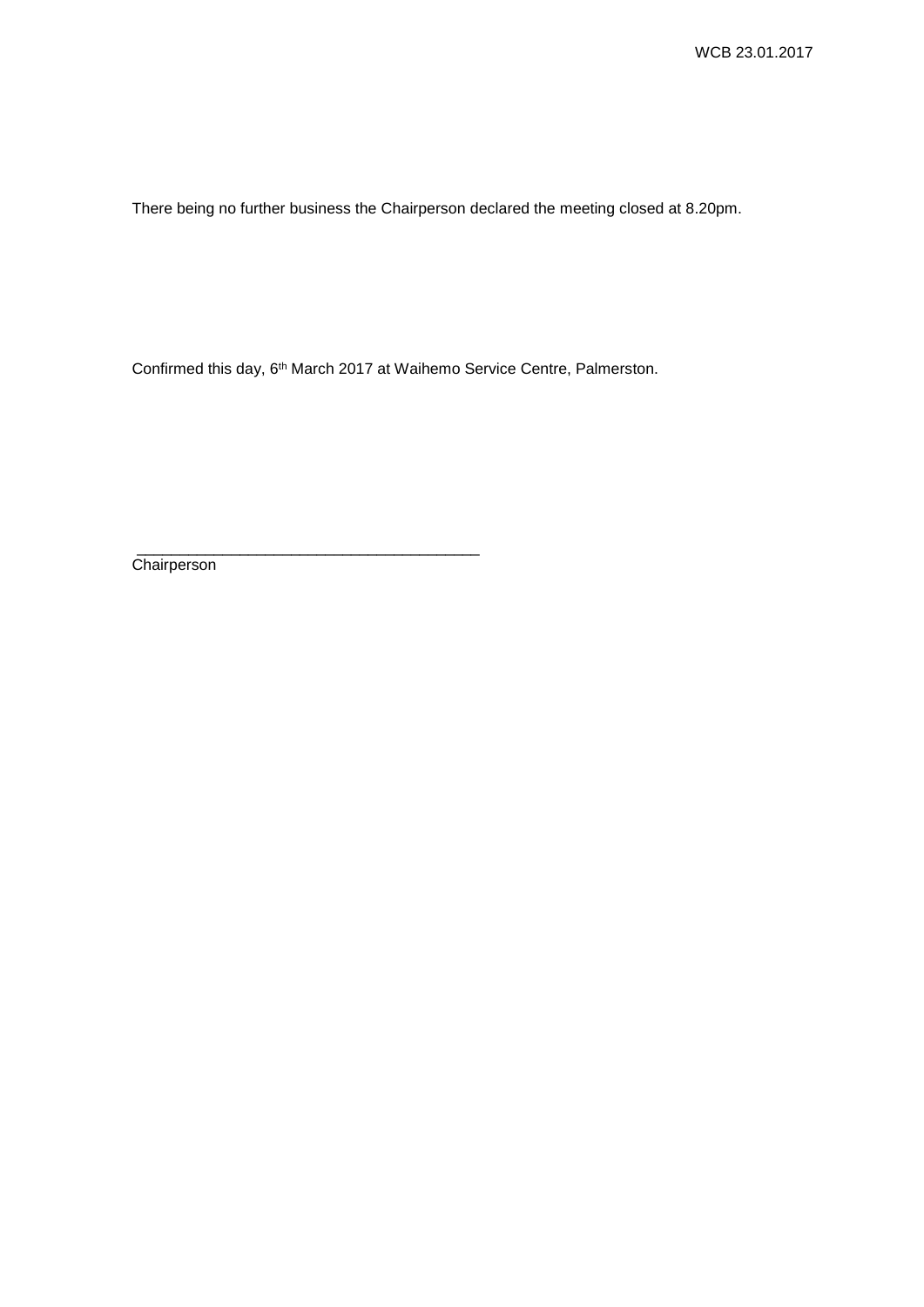There being no further business the Chairperson declared the meeting closed at 8.20pm.

Confirmed this day, 6th March 2017 at Waihemo Service Centre, Palmerston.

\_\_\_\_\_\_\_\_\_\_\_\_\_\_\_\_\_\_\_\_\_\_\_\_\_\_\_\_\_\_\_\_\_\_\_\_\_\_\_\_\_\_

Chairperson